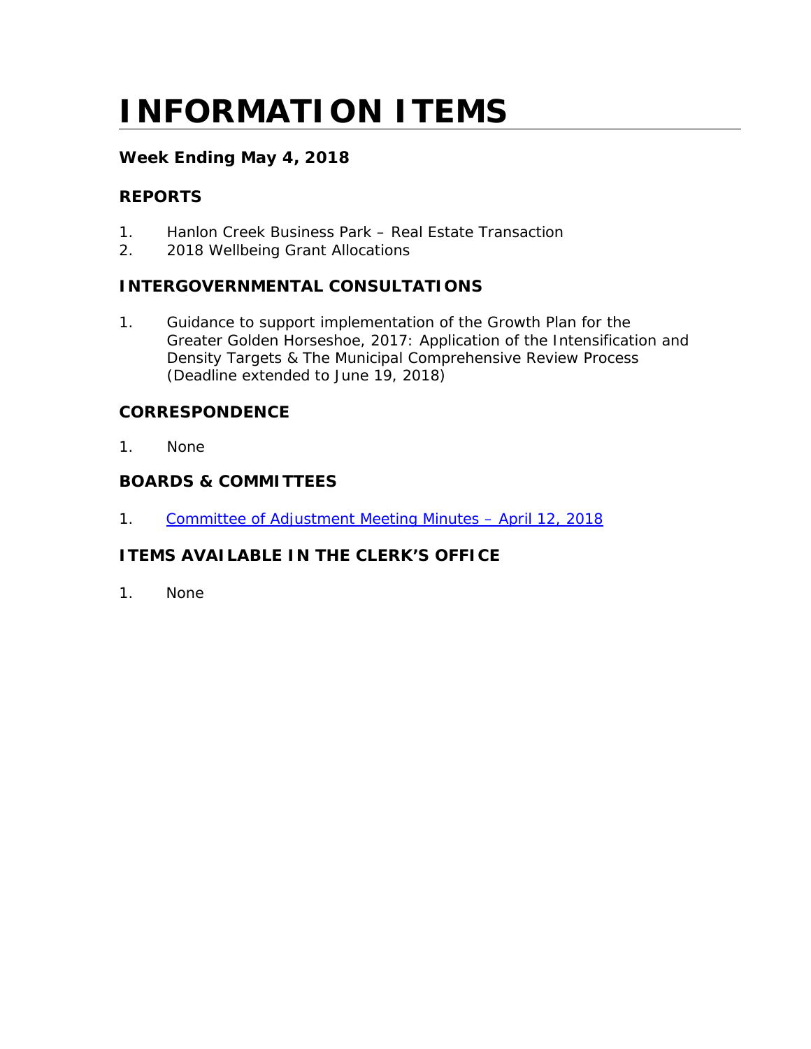# INFORMATION ITEMS

### Week Ending May 4, 2018

### REPORTS

1. Hanlon Creek Business Park – Real Estate Transaction
2. 2018 Wellbeing Grant Allocations

### INTERGOVERNMENTAL CONSULTATIONS

1. Guidance to support implementation of the Growth Plan for the Greater Golden Horseshoe, 2017: Application of the Intensification and Density Targets & The Municipal Comprehensive Review Process (Deadline extended to June 19, 2018)

### CORRESPONDENCE

1. None

### BOARDS & COMMITTEES

1. Committee of Adjustment Meeting Minutes – April 12, 2018

### ITEMS AVAILABLE IN THE CLERK'S OFFICE

1. None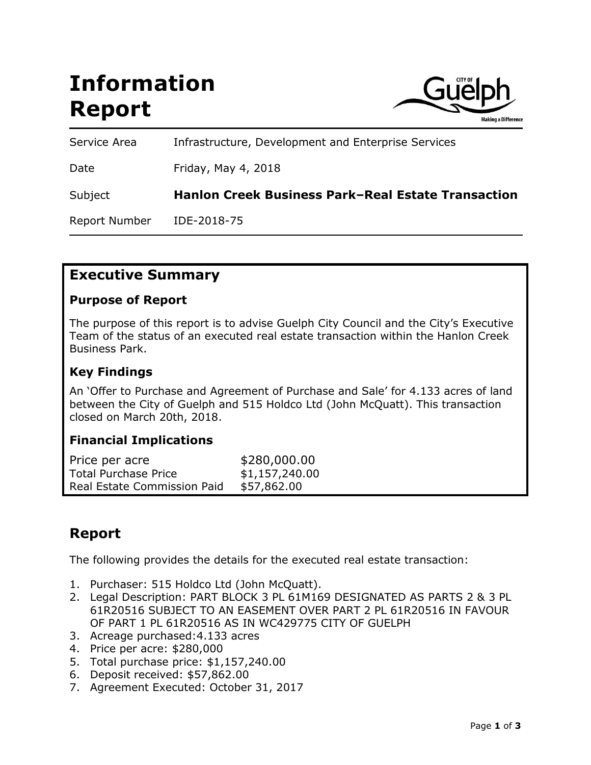# Information Report

| | |
|---|---|
| Service Area | Infrastructure, Development and Enterprise Services |
| Date | Friday, May 4, 2018 |
| Subject | **Hanlon Creek Business Park–Real Estate Transaction** |
| Report Number | IDE-2018-75 |

## Executive Summary

### Purpose of Report

The purpose of this report is to advise Guelph City Council and the City's Executive Team of the status of an executed real estate transaction within the Hanlon Creek Business Park.

### Key Findings

An 'Offer to Purchase and Agreement of Purchase and Sale' for 4.133 acres of land between the City of Guelph and 515 Holdco Ltd (John McQuatt). This transaction closed on March 20th, 2018.

### Financial Implications

| | |
|---|---|
| Price per acre | $280,000.00 |
| Total Purchase Price | $1,157,240.00 |
| Real Estate Commission Paid | $57,862.00 |

## Report

The following provides the details for the executed real estate transaction:

1. Purchaser: 515 Holdco Ltd (John McQuatt).
2. Legal Description: PART BLOCK 3 PL 61M169 DESIGNATED AS PARTS 2 & 3 PL 61R20516 SUBJECT TO AN EASEMENT OVER PART 2 PL 61R20516 IN FAVOUR OF PART 1 PL 61R20516 AS IN WC429775 CITY OF GUELPH
3. Acreage purchased:4.133 acres
4. Price per acre: $280,000
5. Total purchase price: $1,157,240.00
6. Deposit received: $57,862.00
7. Agreement Executed: October 31, 2017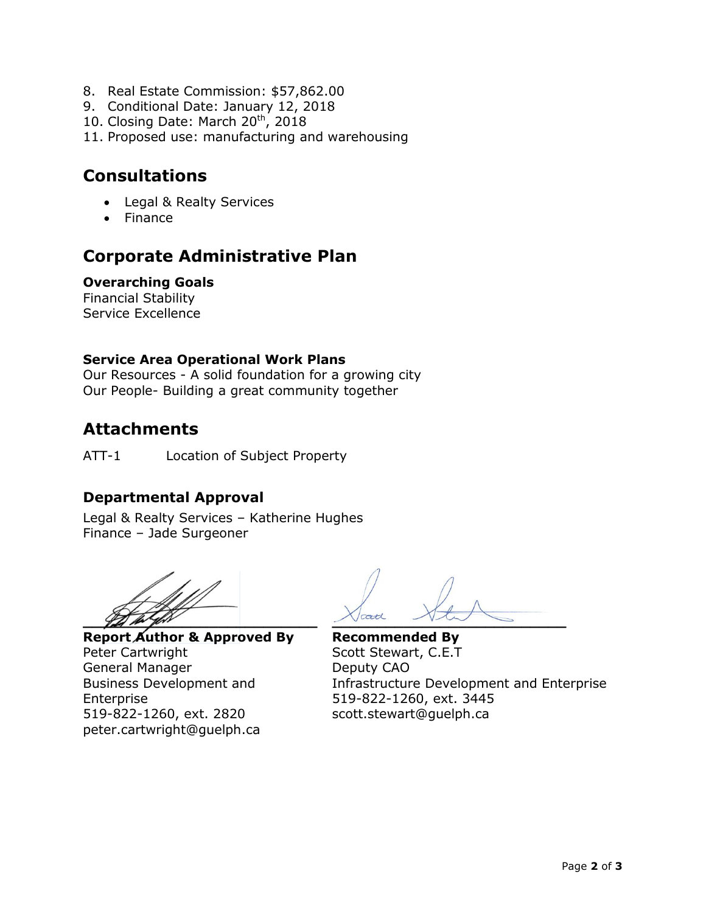8. Real Estate Commission: $57,862.00
9. Conditional Date: January 12, 2018
10. Closing Date: March 20th, 2018
11. Proposed use: manufacturing and warehousing

## Consultations

- Legal & Realty Services
- Finance

## Corporate Administrative Plan

### Overarching Goals

Financial Stability
Service Excellence

### Service Area Operational Work Plans

Our Resources - A solid foundation for a growing city
Our People- Building a great community together

## Attachments

ATT-1 Location of Subject Property

### Departmental Approval

Legal & Realty Services – Katherine Hughes
Finance – Jade Surgeoner

**Report Author & Approved By**
Peter Cartwright
General Manager
Business Development and Enterprise
519-822-1260, ext. 2820
peter.cartwright@guelph.ca

**Recommended By**
Scott Stewart, C.E.T
Deputy CAO
Infrastructure Development and Enterprise
519-822-1260, ext. 3445
scott.stewart@guelph.ca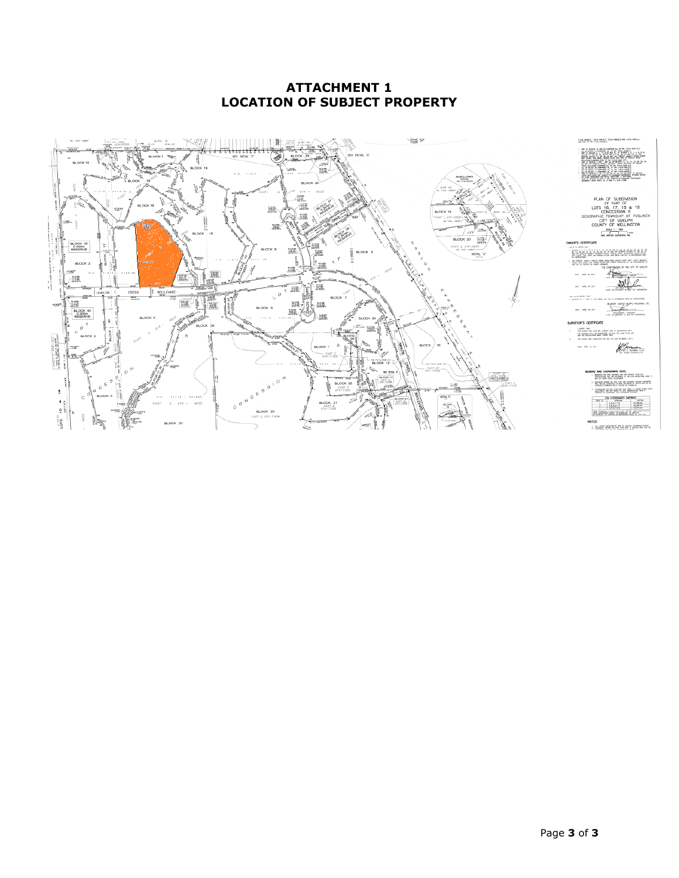# ATTACHMENT 1
# LOCATION OF SUBJECT PROPERTY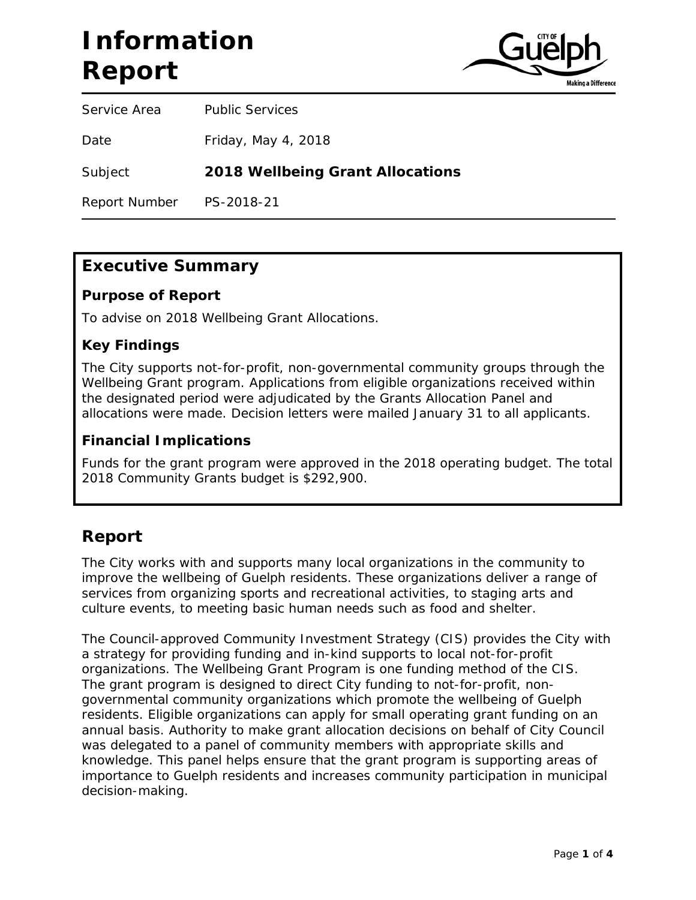# Information Report

| | |
|---|---|
| Service Area | Public Services |
| Date | Friday, May 4, 2018 |
| Subject | **2018 Wellbeing Grant Allocations** |
| Report Number | PS-2018-21 |

## Executive Summary

### Purpose of Report

To advise on 2018 Wellbeing Grant Allocations.

### Key Findings

The City supports not-for-profit, non-governmental community groups through the Wellbeing Grant program. Applications from eligible organizations received within the designated period were adjudicated by the Grants Allocation Panel and allocations were made. Decision letters were mailed January 31 to all applicants.

### Financial Implications

Funds for the grant program were approved in the 2018 operating budget. The total 2018 Community Grants budget is $292,900.

## Report

The City works with and supports many local organizations in the community to improve the wellbeing of Guelph residents. These organizations deliver a range of services from organizing sports and recreational activities, to staging arts and culture events, to meeting basic human needs such as food and shelter.

The Council-approved Community Investment Strategy (CIS) provides the City with a strategy for providing funding and in-kind supports to local not-for-profit organizations. The Wellbeing Grant Program is one funding method of the CIS. The grant program is designed to direct City funding to not-for-profit, non-governmental community organizations which promote the wellbeing of Guelph residents. Eligible organizations can apply for small operating grant funding on an annual basis. Authority to make grant allocation decisions on behalf of City Council was delegated to a panel of community members with appropriate skills and knowledge. This panel helps ensure that the grant program is supporting areas of importance to Guelph residents and increases community participation in municipal decision-making.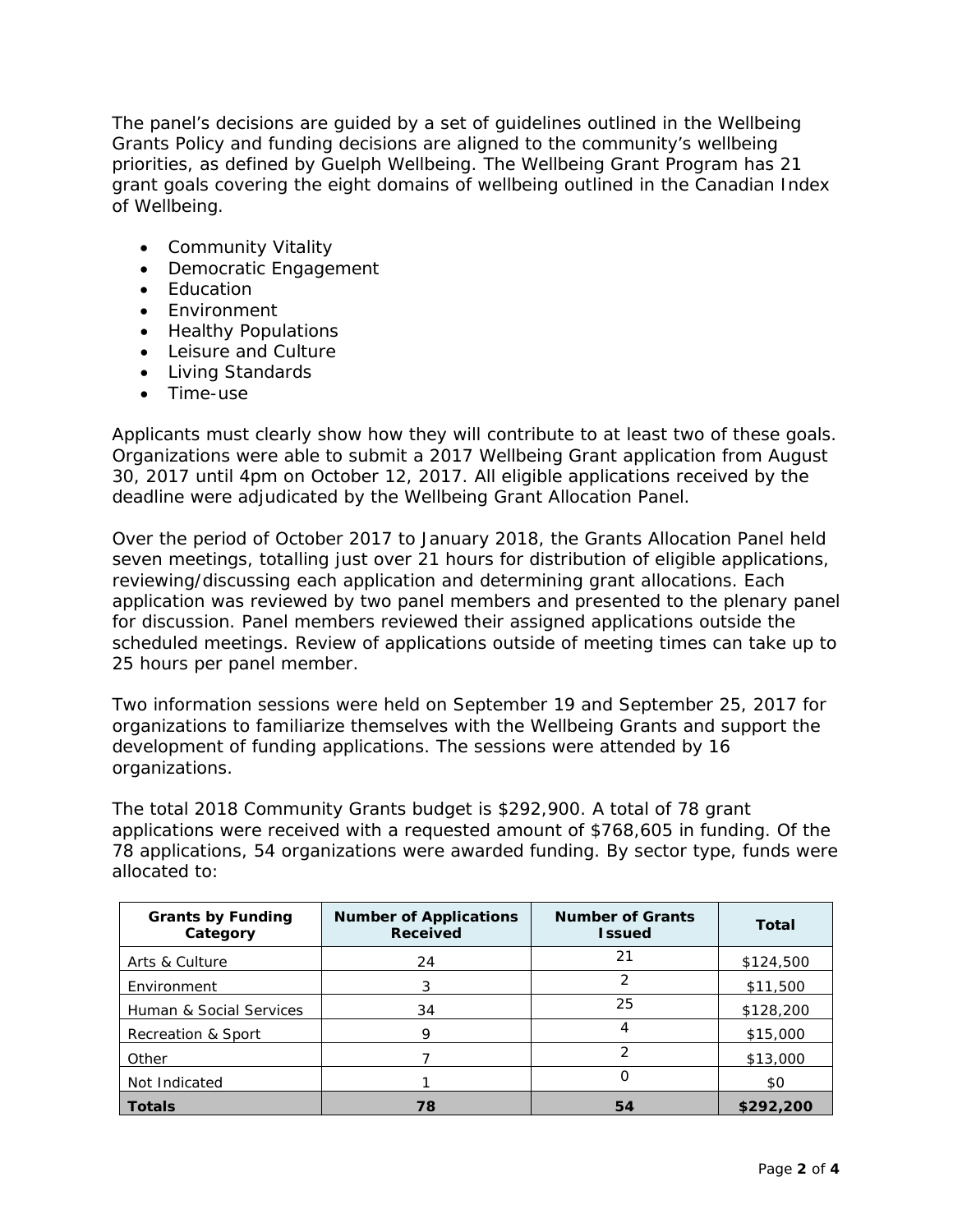The panel's decisions are guided by a set of guidelines outlined in the Wellbeing Grants Policy and funding decisions are aligned to the community's wellbeing priorities, as defined by Guelph Wellbeing. The Wellbeing Grant Program has 21 grant goals covering the eight domains of wellbeing outlined in the Canadian Index of Wellbeing.

- Community Vitality
- Democratic Engagement
- Education
- Environment
- Healthy Populations
- Leisure and Culture
- Living Standards
- Time-use

Applicants must clearly show how they will contribute to at least two of these goals. Organizations were able to submit a 2017 Wellbeing Grant application from August 30, 2017 until 4pm on October 12, 2017. All eligible applications received by the deadline were adjudicated by the Wellbeing Grant Allocation Panel.

Over the period of October 2017 to January 2018, the Grants Allocation Panel held seven meetings, totalling just over 21 hours for distribution of eligible applications, reviewing/discussing each application and determining grant allocations. Each application was reviewed by two panel members and presented to the plenary panel for discussion. Panel members reviewed their assigned applications outside the scheduled meetings. Review of applications outside of meeting times can take up to 25 hours per panel member.

Two information sessions were held on September 19 and September 25, 2017 for organizations to familiarize themselves with the Wellbeing Grants and support the development of funding applications. The sessions were attended by 16 organizations.

The total 2018 Community Grants budget is $292,900. A total of 78 grant applications were received with a requested amount of $768,605 in funding. Of the 78 applications, 54 organizations were awarded funding. By sector type, funds were allocated to:

| Grants by Funding Category | Number of Applications Received | Number of Grants Issued | Total |
|---|---|---|---|
| Arts & Culture | 24 | 21 | $124,500 |
| Environment | 3 | 2 | $11,500 |
| Human & Social Services | 34 | 25 | $128,200 |
| Recreation & Sport | 9 | 4 | $15,000 |
| Other | 7 | 2 | $13,000 |
| Not Indicated | 1 | 0 | $0 |
| **Totals** | **78** | **54** | **$292,200** |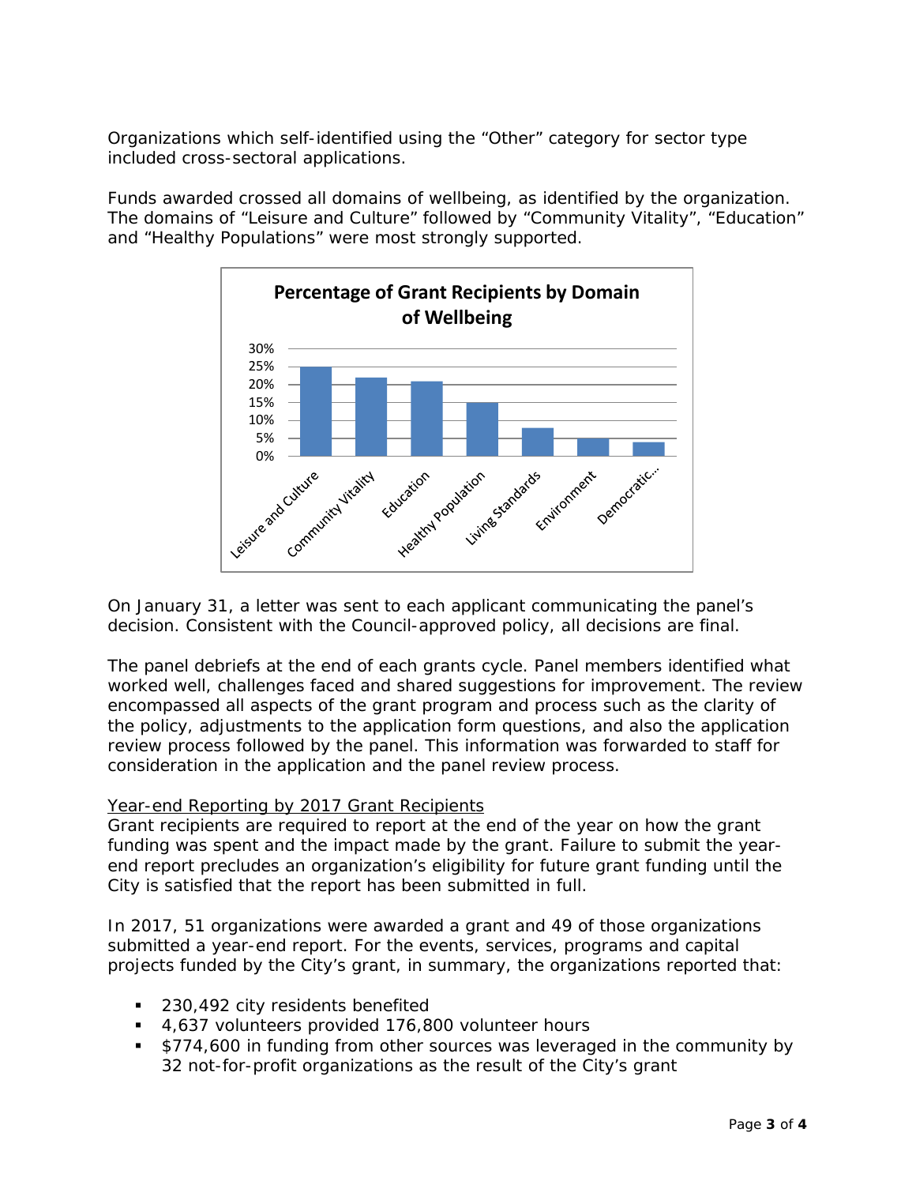Organizations which self-identified using the "Other" category for sector type included cross-sectoral applications.

Funds awarded crossed all domains of wellbeing, as identified by the organization. The domains of "Leisure and Culture" followed by "Community Vitality", "Education" and "Healthy Populations" were most strongly supported.

**Percentage of Grant Recipients by Domain of Wellbeing**

On January 31, a letter was sent to each applicant communicating the panel's decision. Consistent with the Council-approved policy, all decisions are final.

The panel debriefs at the end of each grants cycle. Panel members identified what worked well, challenges faced and shared suggestions for improvement. The review encompassed all aspects of the grant program and process such as the clarity of the policy, adjustments to the application form questions, and also the application review process followed by the panel. This information was forwarded to staff for consideration in the application and the panel review process.

<u>Year-end Reporting by 2017 Grant Recipients</u>

Grant recipients are required to report at the end of the year on how the grant funding was spent and the impact made by the grant. Failure to submit the year-end report precludes an organization's eligibility for future grant funding until the City is satisfied that the report has been submitted in full.

In 2017, 51 organizations were awarded a grant and 49 of those organizations submitted a year-end report. For the events, services, programs and capital projects funded by the City's grant, in summary, the organizations reported that:

- 230,492 city residents benefited
- 4,637 volunteers provided 176,800 volunteer hours
- $774,600 in funding from other sources was leveraged in the community by 32 not-for-profit organizations as the result of the City's grant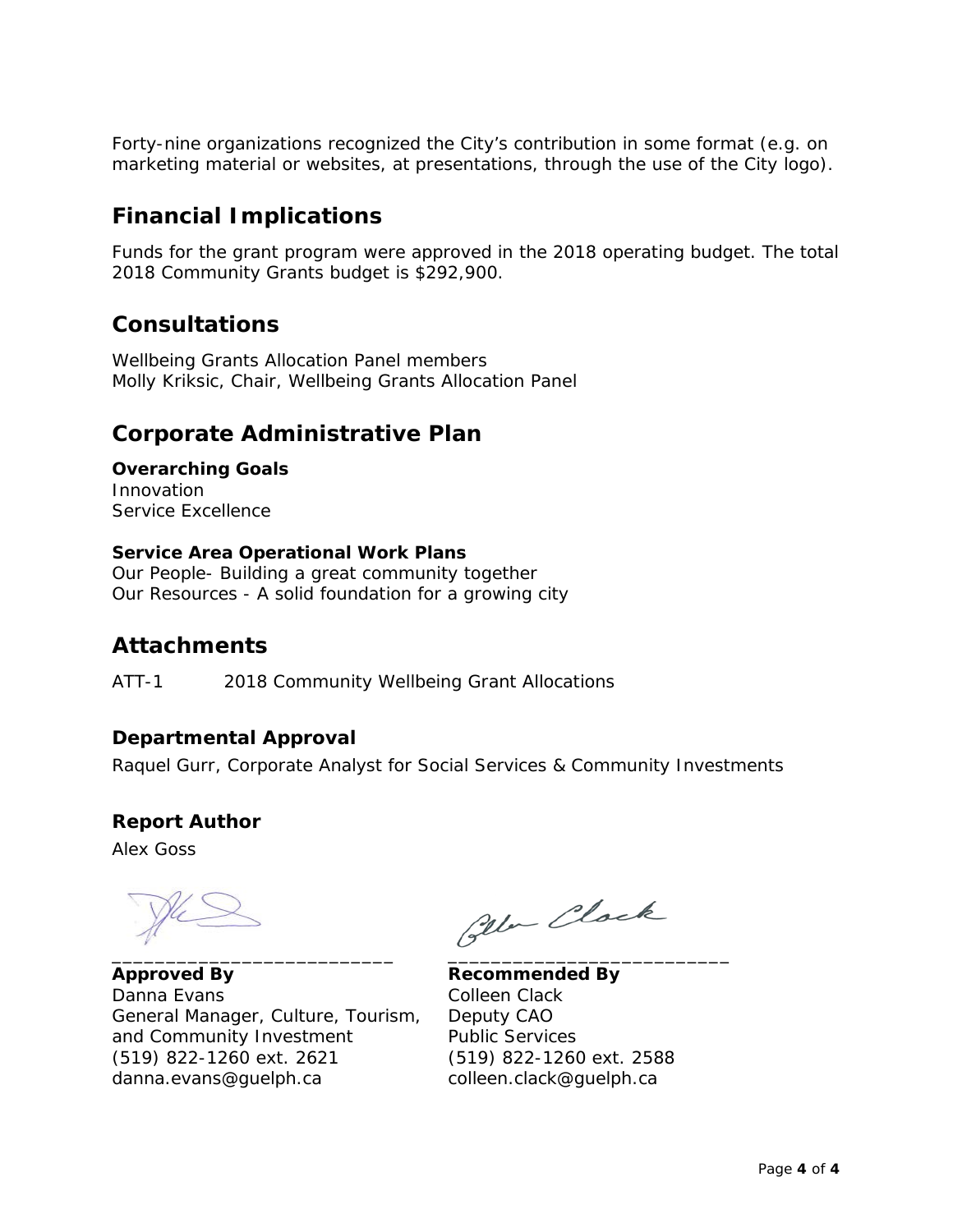Forty-nine organizations recognized the City's contribution in some format (e.g. on marketing material or websites, at presentations, through the use of the City logo).

## Financial Implications

Funds for the grant program were approved in the 2018 operating budget. The total 2018 Community Grants budget is $292,900.

## Consultations

Wellbeing Grants Allocation Panel members
Molly Kriksic, Chair, Wellbeing Grants Allocation Panel

## Corporate Administrative Plan

**Overarching Goals**
Innovation
Service Excellence

**Service Area Operational Work Plans**
Our People- Building a great community together
Our Resources - A solid foundation for a growing city

## Attachments

ATT-1 2018 Community Wellbeing Grant Allocations

### Departmental Approval

Raquel Gurr, Corporate Analyst for Social Services & Community Investments

### Report Author

Alex Goss

**Approved By**
Danna Evans
General Manager, Culture, Tourism, and Community Investment
(519) 822-1260 ext. 2621
danna.evans@guelph.ca

**Recommended By**
Colleen Clack
Deputy CAO
Public Services
(519) 822-1260 ext. 2588
colleen.clack@guelph.ca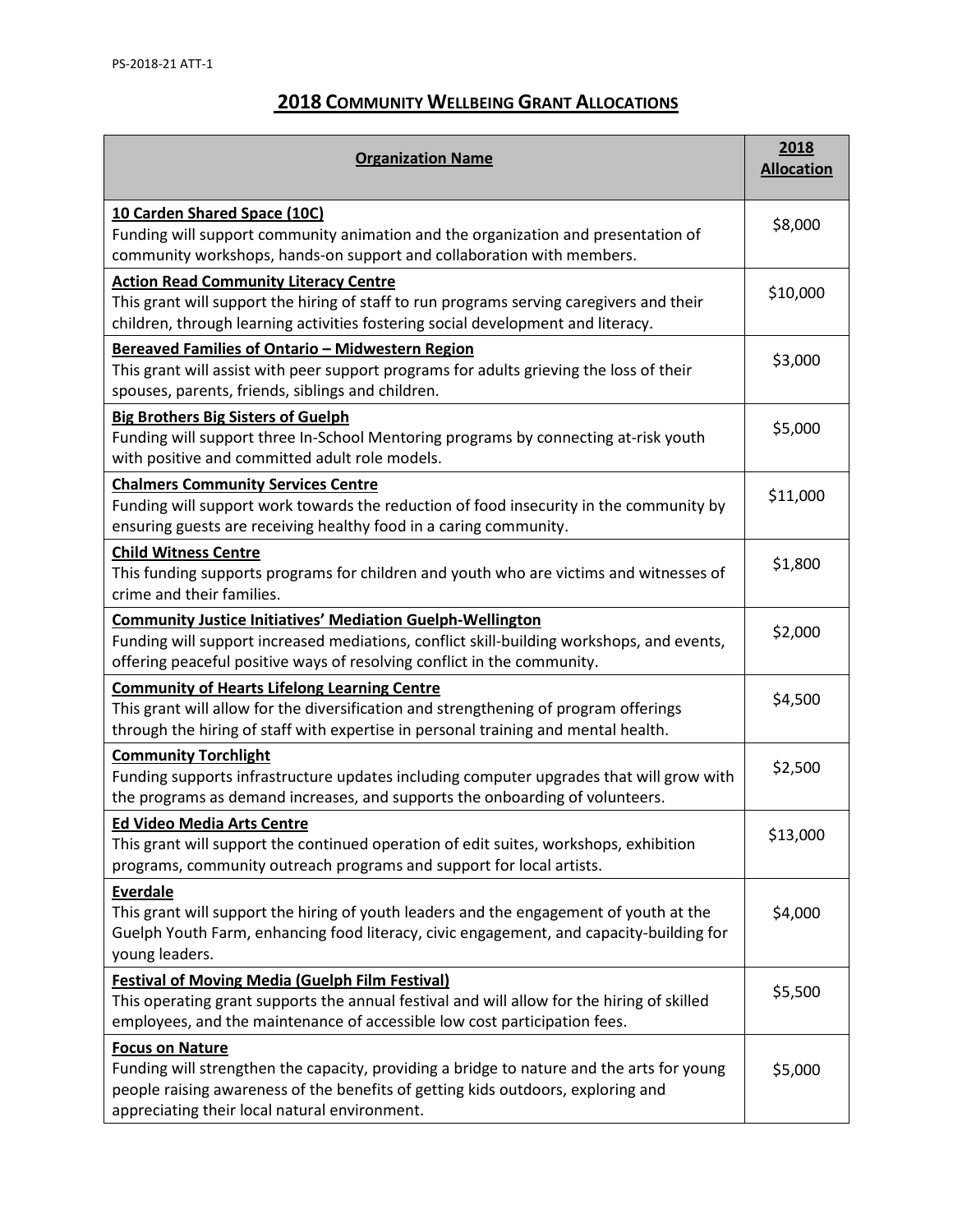# 2018 Community Wellbeing Grant Allocations

| Organization Name | 2018 Allocation |
|---|---|
| **10 Carden Shared Space (10C)**<br>Funding will support community animation and the organization and presentation of community workshops, hands-on support and collaboration with members. | $8,000 |
| **Action Read Community Literacy Centre**<br>This grant will support the hiring of staff to run programs serving caregivers and their children, through learning activities fostering social development and literacy. | $10,000 |
| **Bereaved Families of Ontario – Midwestern Region**<br>This grant will assist with peer support programs for adults grieving the loss of their spouses, parents, friends, siblings and children. | $3,000 |
| **Big Brothers Big Sisters of Guelph**<br>Funding will support three In-School Mentoring programs by connecting at-risk youth with positive and committed adult role models. | $5,000 |
| **Chalmers Community Services Centre**<br>Funding will support work towards the reduction of food insecurity in the community by ensuring guests are receiving healthy food in a caring community. | $11,000 |
| **Child Witness Centre**<br>This funding supports programs for children and youth who are victims and witnesses of crime and their families. | $1,800 |
| **Community Justice Initiatives' Mediation Guelph-Wellington**<br>Funding will support increased mediations, conflict skill-building workshops, and events, offering peaceful positive ways of resolving conflict in the community. | $2,000 |
| **Community of Hearts Lifelong Learning Centre**<br>This grant will allow for the diversification and strengthening of program offerings through the hiring of staff with expertise in personal training and mental health. | $4,500 |
| **Community Torchlight**<br>Funding supports infrastructure updates including computer upgrades that will grow with the programs as demand increases, and supports the onboarding of volunteers. | $2,500 |
| **Ed Video Media Arts Centre**<br>This grant will support the continued operation of edit suites, workshops, exhibition programs, community outreach programs and support for local artists. | $13,000 |
| **Everdale**<br>This grant will support the hiring of youth leaders and the engagement of youth at the Guelph Youth Farm, enhancing food literacy, civic engagement, and capacity-building for young leaders. | $4,000 |
| **Festival of Moving Media (Guelph Film Festival)**<br>This operating grant supports the annual festival and will allow for the hiring of skilled employees, and the maintenance of accessible low cost participation fees. | $5,500 |
| **Focus on Nature**<br>Funding will strengthen the capacity, providing a bridge to nature and the arts for young people raising awareness of the benefits of getting kids outdoors, exploring and appreciating their local natural environment. | $5,000 |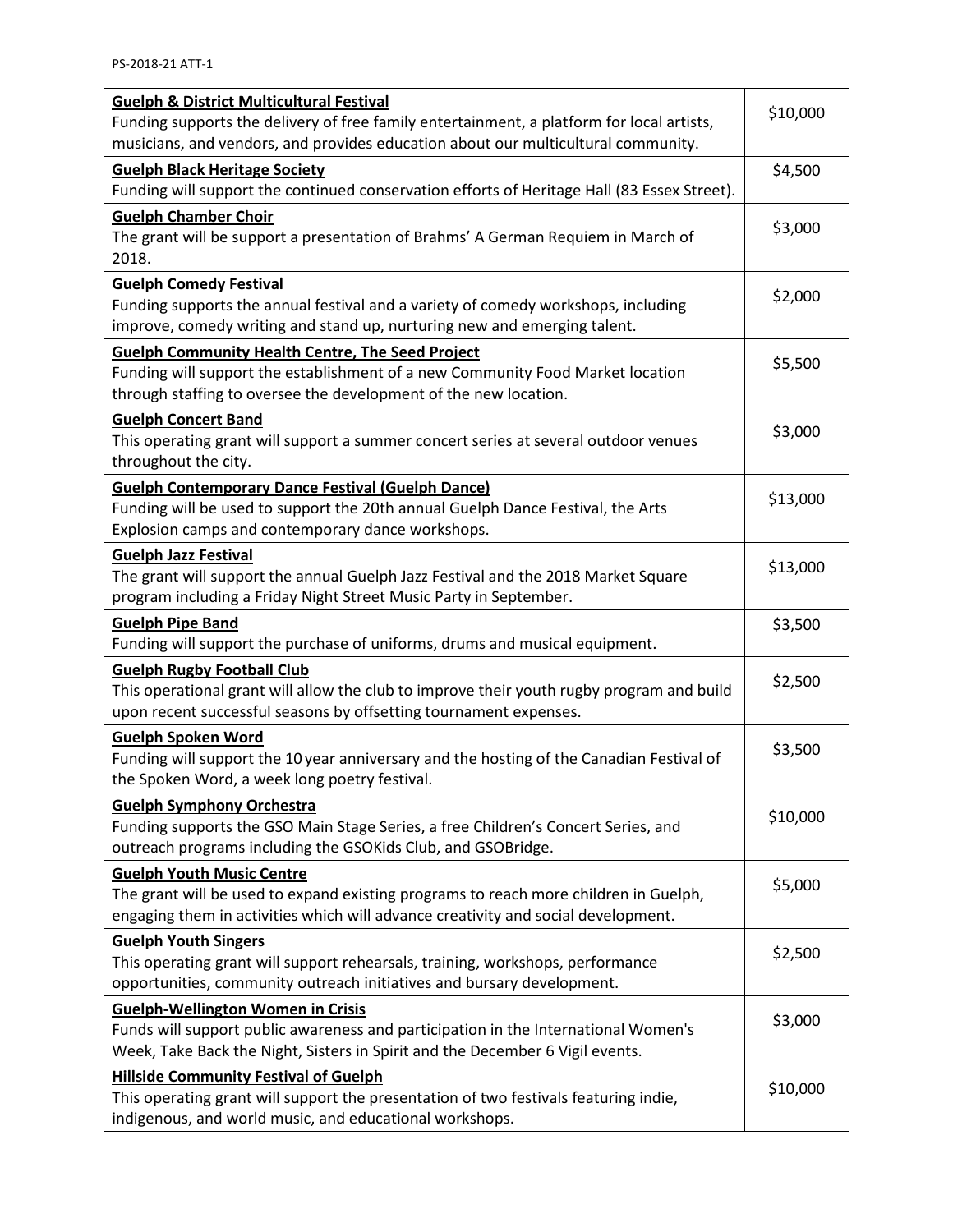| | |
|---|---|
| **Guelph & District Multicultural Festival**<br>Funding supports the delivery of free family entertainment, a platform for local artists, musicians, and vendors, and provides education about our multicultural community. | $10,000 |
| **Guelph Black Heritage Society**<br>Funding will support the continued conservation efforts of Heritage Hall (83 Essex Street). | $4,500 |
| **Guelph Chamber Choir**<br>The grant will be support a presentation of Brahms' A German Requiem in March of 2018. | $3,000 |
| **Guelph Comedy Festival**<br>Funding supports the annual festival and a variety of comedy workshops, including improve, comedy writing and stand up, nurturing new and emerging talent. | $2,000 |
| **Guelph Community Health Centre, The Seed Project**<br>Funding will support the establishment of a new Community Food Market location through staffing to oversee the development of the new location. | $5,500 |
| **Guelph Concert Band**<br>This operating grant will support a summer concert series at several outdoor venues throughout the city. | $3,000 |
| **Guelph Contemporary Dance Festival (Guelph Dance)**<br>Funding will be used to support the 20th annual Guelph Dance Festival, the Arts Explosion camps and contemporary dance workshops. | $13,000 |
| **Guelph Jazz Festival**<br>The grant will support the annual Guelph Jazz Festival and the 2018 Market Square program including a Friday Night Street Music Party in September. | $13,000 |
| **Guelph Pipe Band**<br>Funding will support the purchase of uniforms, drums and musical equipment. | $3,500 |
| **Guelph Rugby Football Club**<br>This operational grant will allow the club to improve their youth rugby program and build upon recent successful seasons by offsetting tournament expenses. | $2,500 |
| **Guelph Spoken Word**<br>Funding will support the 10 year anniversary and the hosting of the Canadian Festival of the Spoken Word, a week long poetry festival. | $3,500 |
| **Guelph Symphony Orchestra**<br>Funding supports the GSO Main Stage Series, a free Children's Concert Series, and outreach programs including the GSOKids Club, and GSOBridge. | $10,000 |
| **Guelph Youth Music Centre**<br>The grant will be used to expand existing programs to reach more children in Guelph, engaging them in activities which will advance creativity and social development. | $5,000 |
| **Guelph Youth Singers**<br>This operating grant will support rehearsals, training, workshops, performance opportunities, community outreach initiatives and bursary development. | $2,500 |
| **Guelph-Wellington Women in Crisis**<br>Funds will support public awareness and participation in the International Women's Week, Take Back the Night, Sisters in Spirit and the December 6 Vigil events. | $3,000 |
| **Hillside Community Festival of Guelph**<br>This operating grant will support the presentation of two festivals featuring indie, indigenous, and world music, and educational workshops. | $10,000 |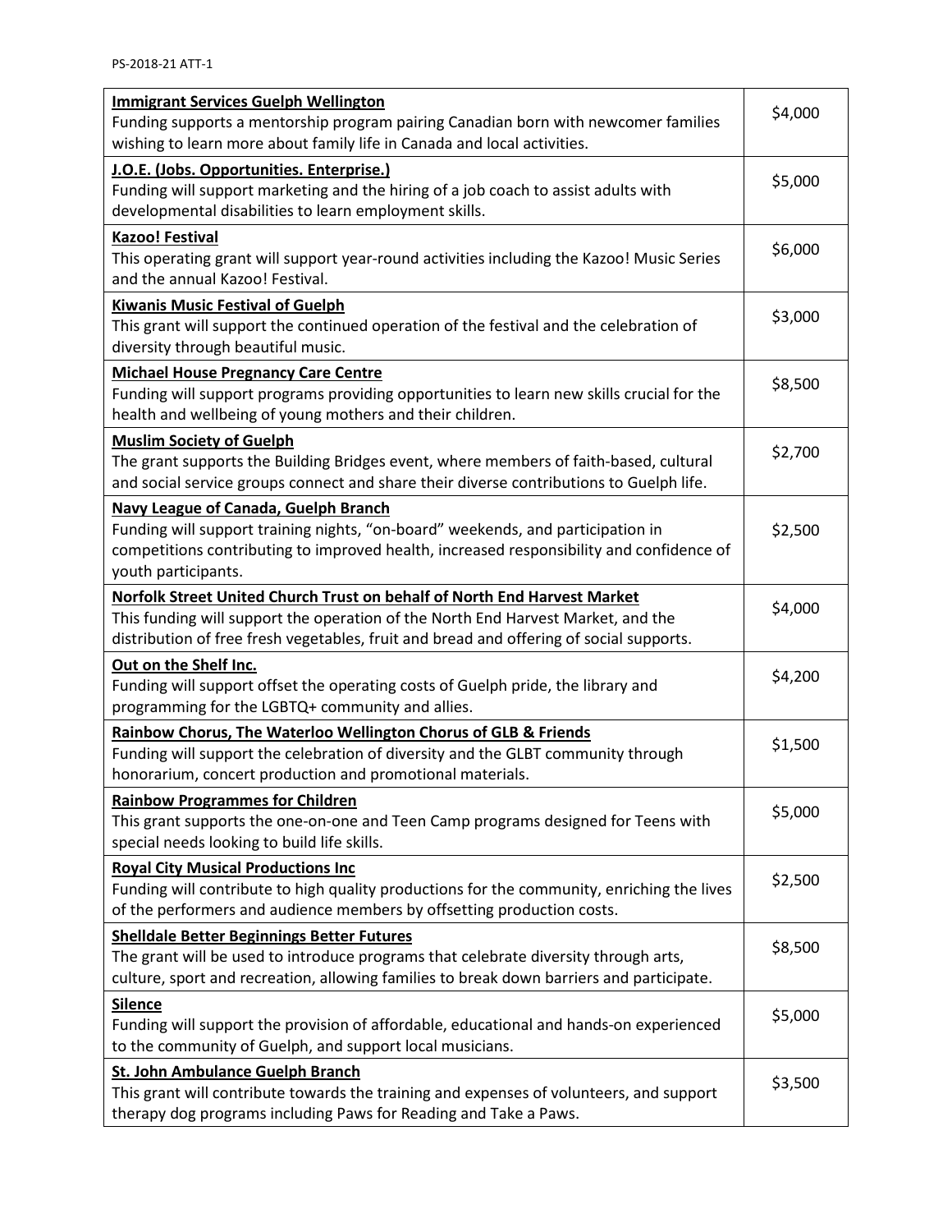| Organization | Amount |
|---|---|
| **Immigrant Services Guelph Wellington**<br>Funding supports a mentorship program pairing Canadian born with newcomer families wishing to learn more about family life in Canada and local activities. | $4,000 |
| **J.O.E. (Jobs. Opportunities. Enterprise.)**<br>Funding will support marketing and the hiring of a job coach to assist adults with developmental disabilities to learn employment skills. | $5,000 |
| **Kazoo! Festival**<br>This operating grant will support year-round activities including the Kazoo! Music Series and the annual Kazoo! Festival. | $6,000 |
| **Kiwanis Music Festival of Guelph**<br>This grant will support the continued operation of the festival and the celebration of diversity through beautiful music. | $3,000 |
| **Michael House Pregnancy Care Centre**<br>Funding will support programs providing opportunities to learn new skills crucial for the health and wellbeing of young mothers and their children. | $8,500 |
| **Muslim Society of Guelph**<br>The grant supports the Building Bridges event, where members of faith-based, cultural and social service groups connect and share their diverse contributions to Guelph life. | $2,700 |
| **Navy League of Canada, Guelph Branch**<br>Funding will support training nights, "on-board" weekends, and participation in competitions contributing to improved health, increased responsibility and confidence of youth participants. | $2,500 |
| **Norfolk Street United Church Trust on behalf of North End Harvest Market**<br>This funding will support the operation of the North End Harvest Market, and the distribution of free fresh vegetables, fruit and bread and offering of social supports. | $4,000 |
| **Out on the Shelf Inc.**<br>Funding will support offset the operating costs of Guelph pride, the library and programming for the LGBTQ+ community and allies. | $4,200 |
| **Rainbow Chorus, The Waterloo Wellington Chorus of GLB & Friends**<br>Funding will support the celebration of diversity and the GLBT community through honorarium, concert production and promotional materials. | $1,500 |
| **Rainbow Programmes for Children**<br>This grant supports the one-on-one and Teen Camp programs designed for Teens with special needs looking to build life skills. | $5,000 |
| **Royal City Musical Productions Inc**<br>Funding will contribute to high quality productions for the community, enriching the lives of the performers and audience members by offsetting production costs. | $2,500 |
| **Shelldale Better Beginnings Better Futures**<br>The grant will be used to introduce programs that celebrate diversity through arts, culture, sport and recreation, allowing families to break down barriers and participate. | $8,500 |
| **Silence**<br>Funding will support the provision of affordable, educational and hands-on experienced to the community of Guelph, and support local musicians. | $5,000 |
| **St. John Ambulance Guelph Branch**<br>This grant will contribute towards the training and expenses of volunteers, and support therapy dog programs including Paws for Reading and Take a Paws. | $3,500 |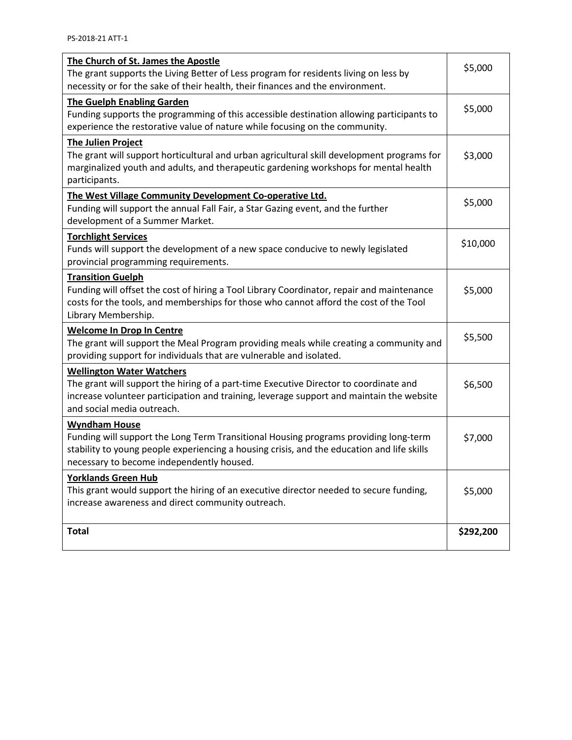| | |
|---|---|
| **The Church of St. James the Apostle**<br>The grant supports the Living Better of Less program for residents living on less by necessity or for the sake of their health, their finances and the environment. | $5,000 |
| **The Guelph Enabling Garden**<br>Funding supports the programming of this accessible destination allowing participants to experience the restorative value of nature while focusing on the community. | $5,000 |
| **The Julien Project**<br>The grant will support horticultural and urban agricultural skill development programs for marginalized youth and adults, and therapeutic gardening workshops for mental health participants. | $3,000 |
| **The West Village Community Development Co-operative Ltd.**<br>Funding will support the annual Fall Fair, a Star Gazing event, and the further development of a Summer Market. | $5,000 |
| **Torchlight Services**<br>Funds will support the development of a new space conducive to newly legislated provincial programming requirements. | $10,000 |
| **Transition Guelph**<br>Funding will offset the cost of hiring a Tool Library Coordinator, repair and maintenance costs for the tools, and memberships for those who cannot afford the cost of the Tool Library Membership. | $5,000 |
| **Welcome In Drop In Centre**<br>The grant will support the Meal Program providing meals while creating a community and providing support for individuals that are vulnerable and isolated. | $5,500 |
| **Wellington Water Watchers**<br>The grant will support the hiring of a part-time Executive Director to coordinate and increase volunteer participation and training, leverage support and maintain the website and social media outreach. | $6,500 |
| **Wyndham House**<br>Funding will support the Long Term Transitional Housing programs providing long-term stability to young people experiencing a housing crisis, and the education and life skills necessary to become independently housed. | $7,000 |
| **Yorklands Green Hub**<br>This grant would support the hiring of an executive director needed to secure funding, increase awareness and direct community outreach. | $5,000 |
| **Total** | **$292,200** |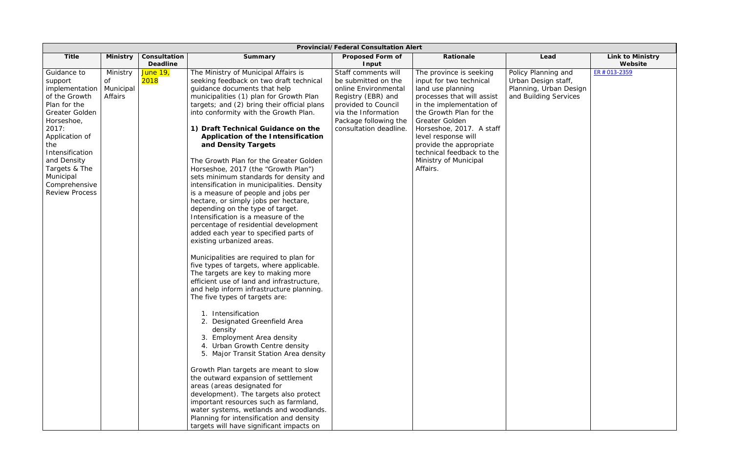| Provincial/Federal Consultation Alert | | | | | | | |
|---|---|---|---|---|---|---|---|
| **Title** | **Ministry** | **Consultation Deadline** | **Summary** | **Proposed Form of Input** | **Rationale** | **Lead** | **Link to Ministry Website** |
| Guidance to support implementation of the Growth Plan for the Greater Golden Horseshoe, 2017: Application of the Intensification and Density Targets & The Municipal Comprehensive Review Process | Ministry of Municipal Affairs | June 19, 2018 | The Ministry of Municipal Affairs is seeking feedback on two draft technical guidance documents that help municipalities (1) plan for Growth Plan targets; and (2) bring their official plans into conformity with the Growth Plan.<br><br>**1) Draft Technical Guidance on the Application of the Intensification and Density Targets**<br><br>The Growth Plan for the Greater Golden Horseshoe, 2017 (the "Growth Plan") sets minimum standards for density and intensification in municipalities. Density is a measure of people and jobs per hectare, or simply jobs per hectare, depending on the type of target. Intensification is a measure of the percentage of residential development added each year to specified parts of existing urbanized areas.<br><br>Municipalities are required to plan for five types of targets, where applicable. The targets are key to making more efficient use of land and infrastructure, and help inform infrastructure planning. The five types of targets are:<br><br>1. Intensification<br>2. Designated Greenfield Area density<br>3. Employment Area density<br>4. Urban Growth Centre density<br>5. Major Transit Station Area density<br><br>Growth Plan targets are meant to slow the outward expansion of settlement areas (areas designated for development). The targets also protect important resources such as farmland, water systems, wetlands and woodlands. Planning for intensification and density targets will have significant impacts on | Staff comments will be submitted on the online Environmental Registry (EBR) and provided to Council via the Information Package following the consultation deadline. | The province is seeking input for two technical land use planning processes that will assist in the implementation of the Growth Plan for the Greater Golden Horseshoe, 2017. A staff level response will provide the appropriate technical feedback to the Ministry of Municipal Affairs. | Policy Planning and Urban Design staff, Planning, Urban Design and Building Services | ER # 013-2359 |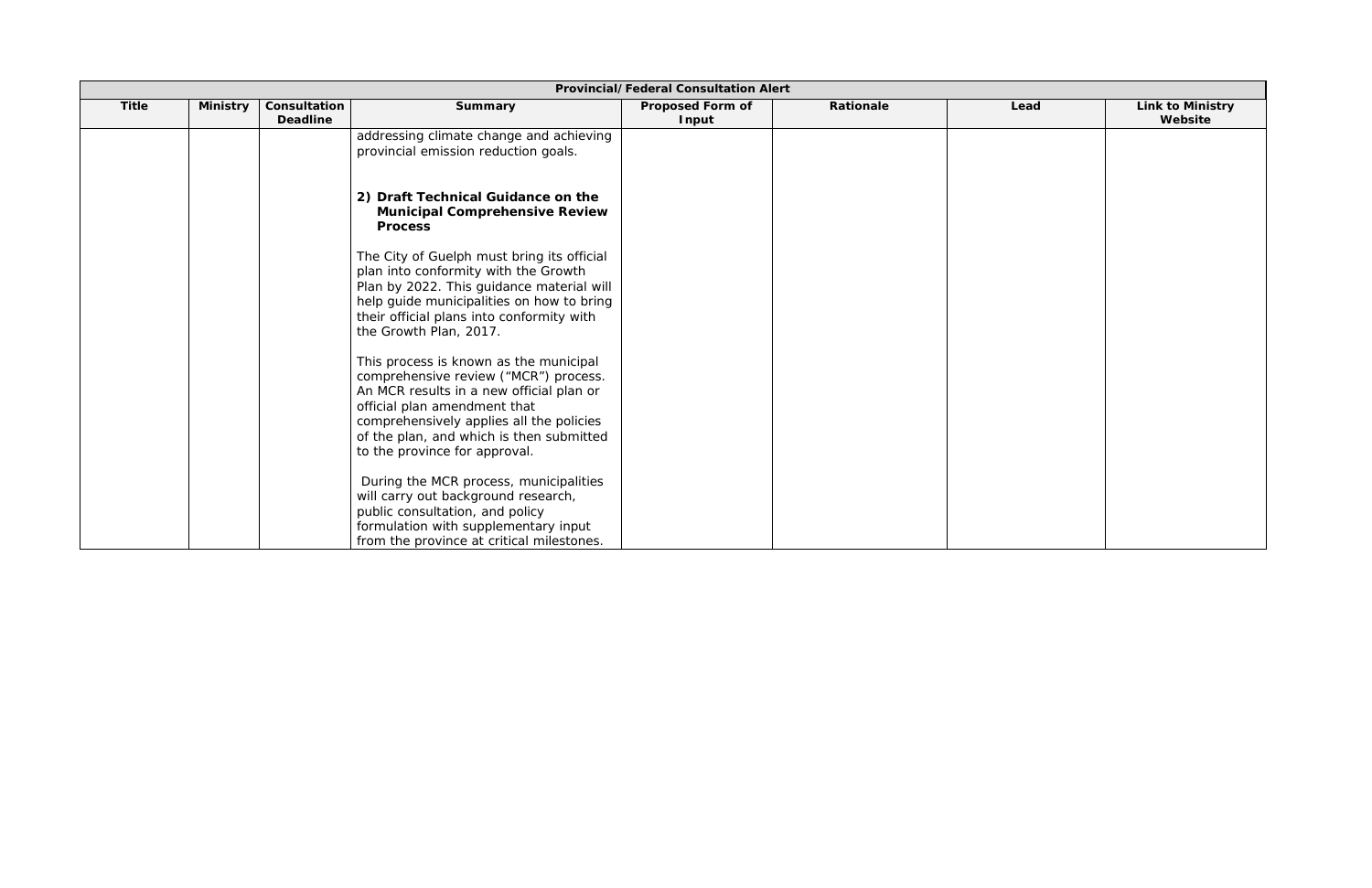| Provincial/Federal Consultation Alert | | | | | | | |
|---|---|---|---|---|---|---|---|
| Title | Ministry | Consultation Deadline | Summary | Proposed Form of Input | Rationale | Lead | Link to Ministry Website |
| | | | addressing climate change and achieving provincial emission reduction goals.<br><br>**2) Draft Technical Guidance on the Municipal Comprehensive Review Process**<br><br>The City of Guelph must bring its official plan into conformity with the Growth Plan by 2022. This guidance material will help guide municipalities on how to bring their official plans into conformity with the Growth Plan, 2017.<br><br>This process is known as the municipal comprehensive review ("MCR") process. An MCR results in a new official plan or official plan amendment that comprehensively applies all the policies of the plan, and which is then submitted to the province for approval.<br><br>During the MCR process, municipalities will carry out background research, public consultation, and policy formulation with supplementary input from the province at critical milestones. | | | | |